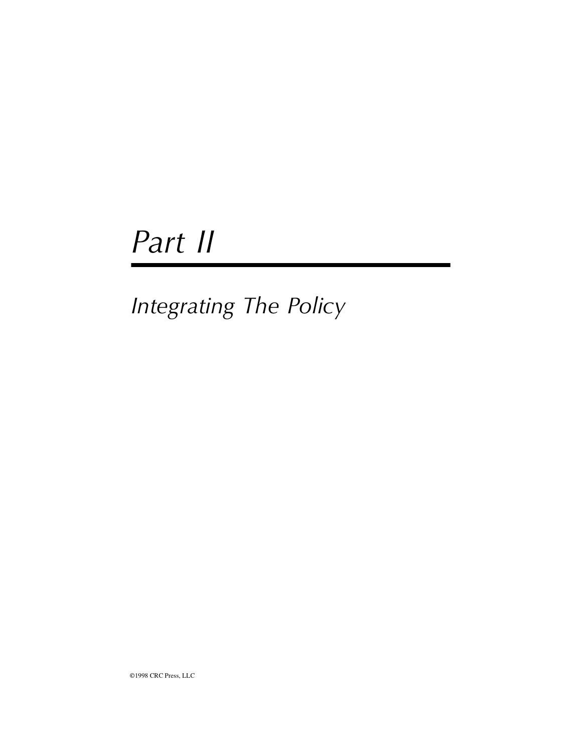# Part II

## Integrating The Policy

©1998 CRC Press, LLC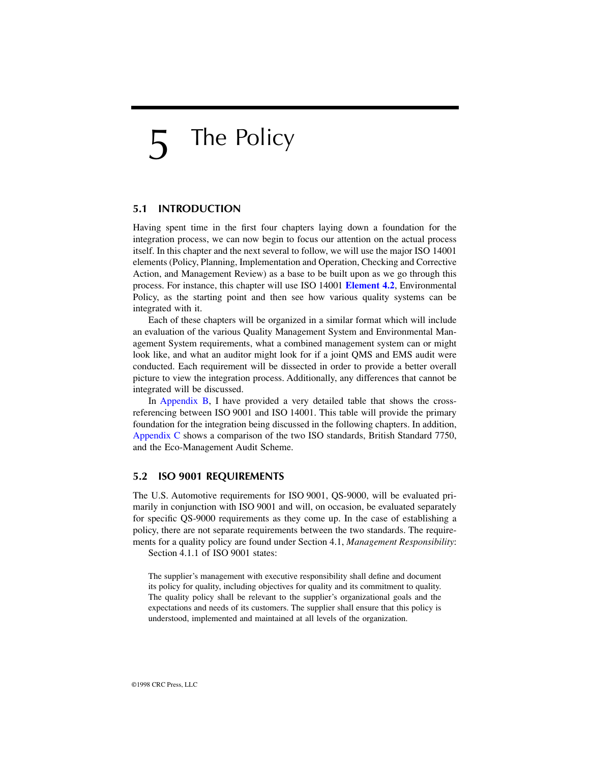# 5 The Policy

## 5.1 INTRODUCTION

Having spent time in the first four chapters laying down a foundation for the integration process, we can now begin to focus our attention on the actual process itself. In this chapter and the next several to follow, we will use the major ISO 14001 elements (Policy, Planning, Implementation and Operation, Checking and Corrective Action, and Management Review) as a base to be built upon as we go through this process. For instance, this chapter will use ISO 14001 **Element 4.2**, Environmental Policy, as the starting point and then see how various quality systems can be integrated with it.

Each of these chapters will be organized in a similar format which will include an evaluation of the various Quality Management System and Environmental Management System requirements, what a combined management system can or might look like, and what an auditor might look for if a joint QMS and EMS audit were conducted. Each requirement will be dissected in order to provide a better overall picture to view the integration process. Additionally, any differences that cannot be integrated will be discussed.

In Appendix B, I have provided a very detailed table that shows the cross-referencing between ISO 9001 and ISO 14001. This table will provide the primary foundation for the integration being discussed in the following chapters. In addition, Appendix C shows a comparison of the two ISO standards, British Standard 7750, and the Eco-Management Audit Scheme.

## 5.2 ISO 9001 REQUIREMENTS

The U.S. Automotive requirements for ISO 9001, QS-9000, will be evaluated primarily in conjunction with ISO 9001 and will, on occasion, be evaluated separately for specific QS-9000 requirements as they come up. In the case of establishing a policy, there are not separate requirements between the two standards. The requirements for a quality policy are found under Section 4.1, *Management Responsibility*:

Section 4.1.1 of ISO 9001 states:

> The supplier's management with executive responsibility shall define and document its policy for quality, including objectives for quality and its commitment to quality. The quality policy shall be relevant to the supplier's organizational goals and the expectations and needs of its customers. The supplier shall ensure that this policy is understood, implemented and maintained at all levels of the organization.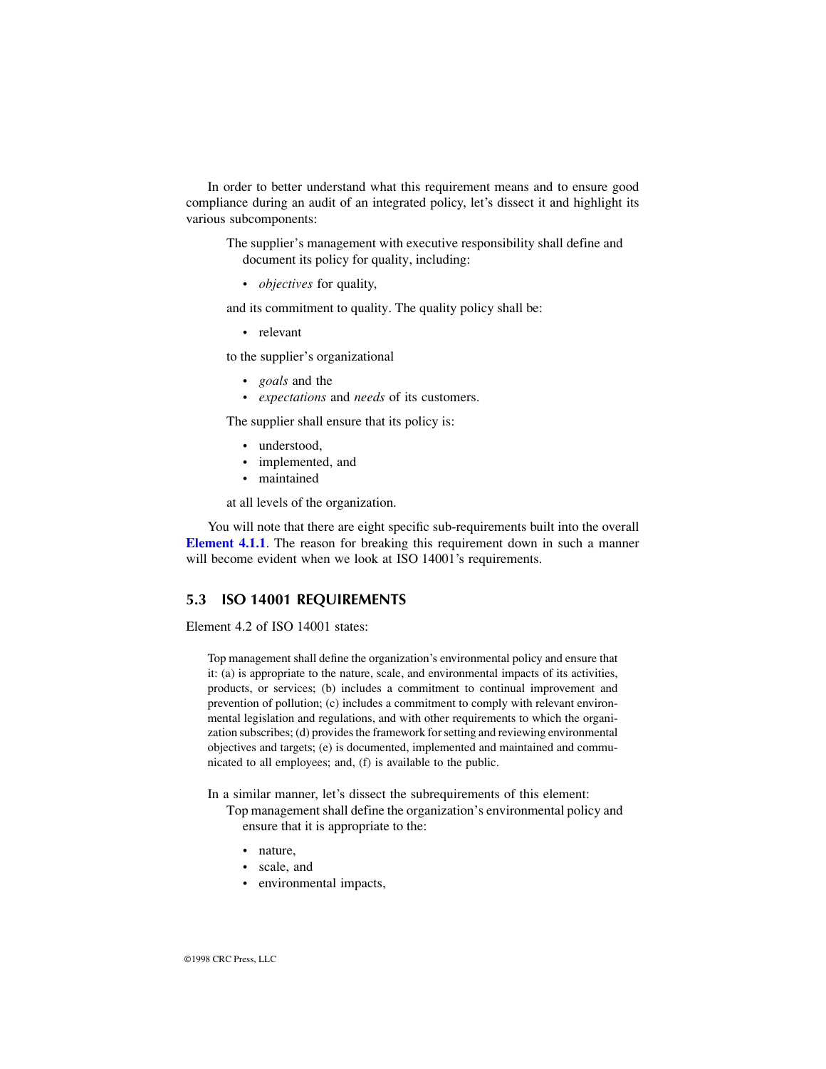In order to better understand what this requirement means and to ensure good compliance during an audit of an integrated policy, let's dissect it and highlight its various subcomponents:

> The supplier's management with executive responsibility shall define and document its policy for quality, including:
>
> - *objectives* for quality,
>
> and its commitment to quality. The quality policy shall be:
>
> - relevant
>
> to the supplier's organizational
>
> - *goals* and the
> - *expectations* and *needs* of its customers.
>
> The supplier shall ensure that its policy is:
>
> - understood,
> - implemented, and
> - maintained
>
> at all levels of the organization.

You will note that there are eight specific sub-requirements built into the overall **Element 4.1.1**. The reason for breaking this requirement down in such a manner will become evident when we look at ISO 14001's requirements.

## 5.3 ISO 14001 REQUIREMENTS

Element 4.2 of ISO 14001 states:

> Top management shall define the organization's environmental policy and ensure that it: (a) is appropriate to the nature, scale, and environmental impacts of its activities, products, or services; (b) includes a commitment to continual improvement and prevention of pollution; (c) includes a commitment to comply with relevant environmental legislation and regulations, and with other requirements to which the organization subscribes; (d) provides the framework for setting and reviewing environmental objectives and targets; (e) is documented, implemented and maintained and communicated to all employees; and, (f) is available to the public.

In a similar manner, let's dissect the subrequirements of this element:

> Top management shall define the organization's environmental policy and ensure that it is appropriate to the:
>
> - nature,
> - scale, and
> - environmental impacts,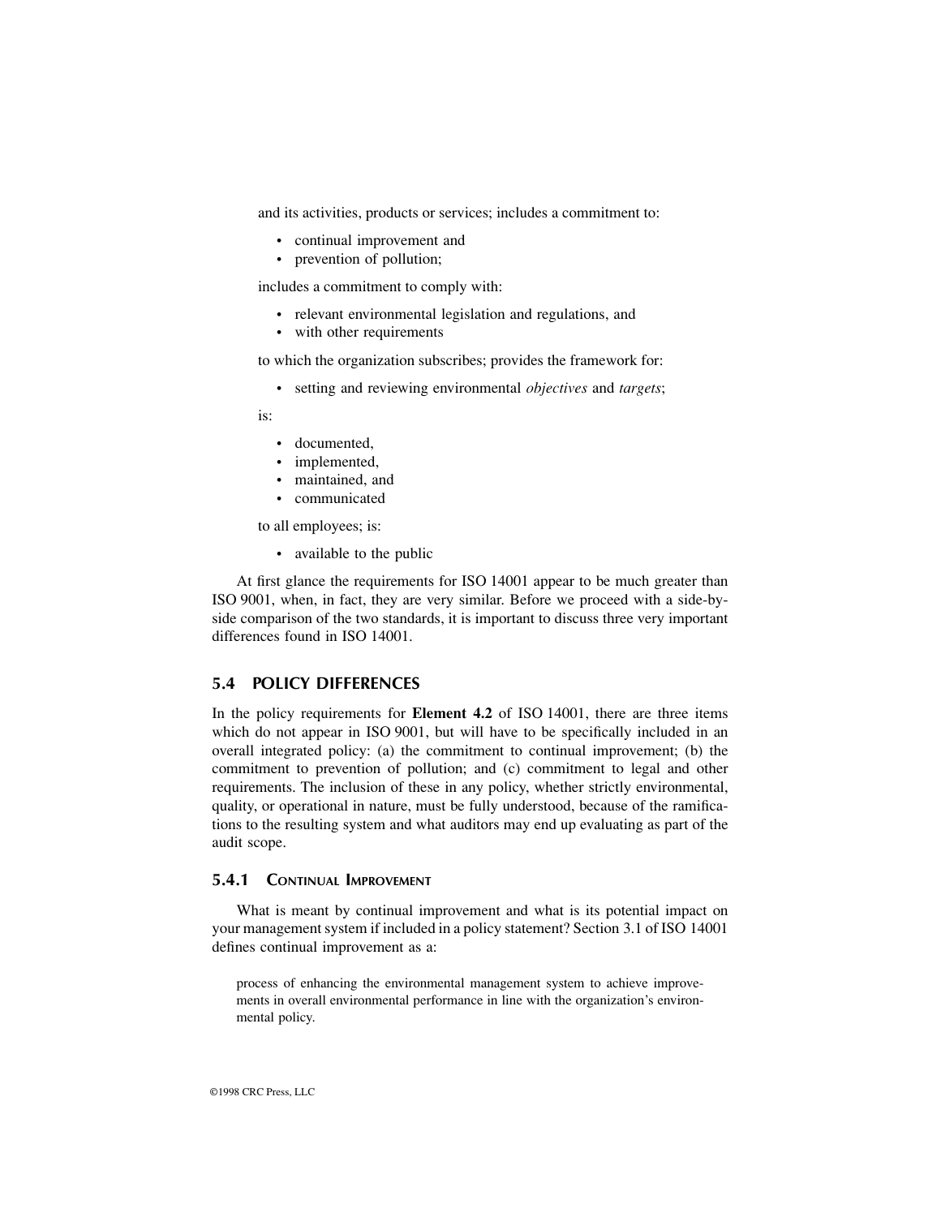and its activities, products or services; includes a commitment to:

- continual improvement and
- prevention of pollution;

includes a commitment to comply with:

- relevant environmental legislation and regulations, and
- with other requirements

to which the organization subscribes; provides the framework for:

- setting and reviewing environmental *objectives* and *targets*;

is:

- documented,
- implemented,
- maintained, and
- communicated

to all employees; is:

- available to the public

At first glance the requirements for ISO 14001 appear to be much greater than ISO 9001, when, in fact, they are very similar. Before we proceed with a side-by-side comparison of the two standards, it is important to discuss three very important differences found in ISO 14001.

## 5.4 POLICY DIFFERENCES

In the policy requirements for **Element 4.2** of ISO 14001, there are three items which do not appear in ISO 9001, but will have to be specifically included in an overall integrated policy: (a) the commitment to continual improvement; (b) the commitment to prevention of pollution; and (c) commitment to legal and other requirements. The inclusion of these in any policy, whether strictly environmental, quality, or operational in nature, must be fully understood, because of the ramifications to the resulting system and what auditors may end up evaluating as part of the audit scope.

### 5.4.1 Continual Improvement

What is meant by continual improvement and what is its potential impact on your management system if included in a policy statement? Section 3.1 of ISO 14001 defines continual improvement as a:

> process of enhancing the environmental management system to achieve improvements in overall environmental performance in line with the organization's environmental policy.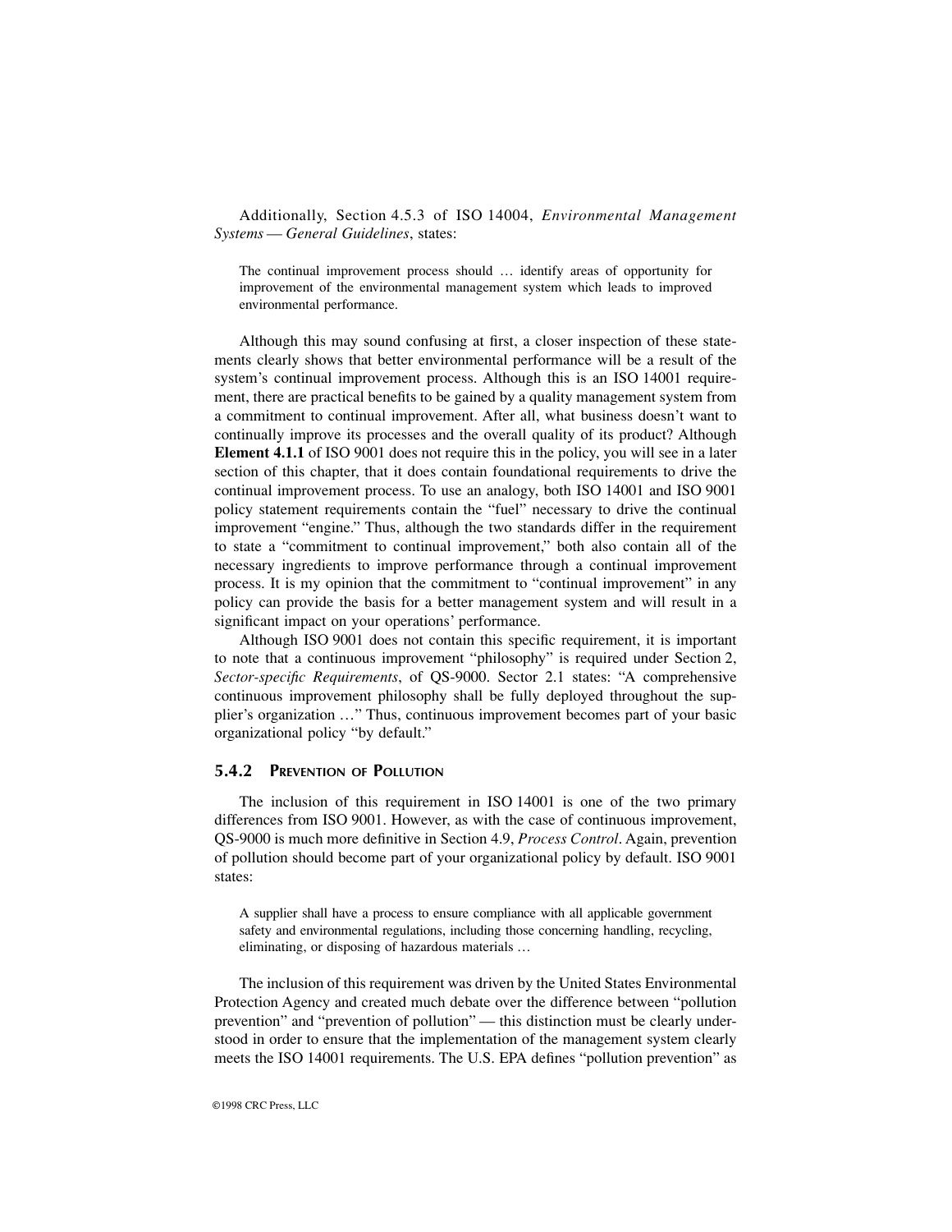Additionally, Section 4.5.3 of ISO 14004, *Environmental Management Systems — General Guidelines*, states:

> The continual improvement process should … identify areas of opportunity for improvement of the environmental management system which leads to improved environmental performance.

Although this may sound confusing at first, a closer inspection of these statements clearly shows that better environmental performance will be a result of the system's continual improvement process. Although this is an ISO 14001 requirement, there are practical benefits to be gained by a quality management system from a commitment to continual improvement. After all, what business doesn't want to continually improve its processes and the overall quality of its product? Although **Element 4.1.1** of ISO 9001 does not require this in the policy, you will see in a later section of this chapter, that it does contain foundational requirements to drive the continual improvement process. To use an analogy, both ISO 14001 and ISO 9001 policy statement requirements contain the "fuel" necessary to drive the continual improvement "engine." Thus, although the two standards differ in the requirement to state a "commitment to continual improvement," both also contain all of the necessary ingredients to improve performance through a continual improvement process. It is my opinion that the commitment to "continual improvement" in any policy can provide the basis for a better management system and will result in a significant impact on your operations' performance.

Although ISO 9001 does not contain this specific requirement, it is important to note that a continuous improvement "philosophy" is required under Section 2, *Sector-specific Requirements*, of QS-9000. Sector 2.1 states: "A comprehensive continuous improvement philosophy shall be fully deployed throughout the supplier's organization …" Thus, continuous improvement becomes part of your basic organizational policy "by default."

### 5.4.2 Prevention of Pollution

The inclusion of this requirement in ISO 14001 is one of the two primary differences from ISO 9001. However, as with the case of continuous improvement, QS-9000 is much more definitive in Section 4.9, *Process Control*. Again, prevention of pollution should become part of your organizational policy by default. ISO 9001 states:

> A supplier shall have a process to ensure compliance with all applicable government safety and environmental regulations, including those concerning handling, recycling, eliminating, or disposing of hazardous materials …

The inclusion of this requirement was driven by the United States Environmental Protection Agency and created much debate over the difference between "pollution prevention" and "prevention of pollution" — this distinction must be clearly understood in order to ensure that the implementation of the management system clearly meets the ISO 14001 requirements. The U.S. EPA defines "pollution prevention" as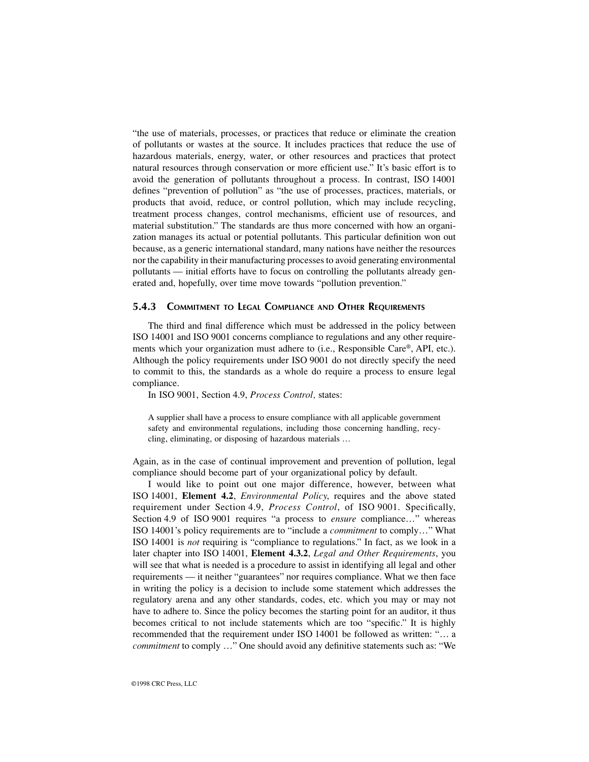"the use of materials, processes, or practices that reduce or eliminate the creation of pollutants or wastes at the source. It includes practices that reduce the use of hazardous materials, energy, water, or other resources and practices that protect natural resources through conservation or more efficient use." It's basic effort is to avoid the generation of pollutants throughout a process. In contrast, ISO 14001 defines "prevention of pollution" as "the use of processes, practices, materials, or products that avoid, reduce, or control pollution, which may include recycling, treatment process changes, control mechanisms, efficient use of resources, and material substitution." The standards are thus more concerned with how an organization manages its actual or potential pollutants. This particular definition won out because, as a generic international standard, many nations have neither the resources nor the capability in their manufacturing processes to avoid generating environmental pollutants — initial efforts have to focus on controlling the pollutants already generated and, hopefully, over time move towards "pollution prevention."

### 5.4.3 Commitment to Legal Compliance and Other Requirements

The third and final difference which must be addressed in the policy between ISO 14001 and ISO 9001 concerns compliance to regulations and any other requirements which your organization must adhere to (i.e., Responsible Care®, API, etc.). Although the policy requirements under ISO 9001 do not directly specify the need to commit to this, the standards as a whole do require a process to ensure legal compliance.

In ISO 9001, Section 4.9, *Process Control,* states:

> A supplier shall have a process to ensure compliance with all applicable government safety and environmental regulations, including those concerning handling, recycling, eliminating, or disposing of hazardous materials …

Again, as in the case of continual improvement and prevention of pollution, legal compliance should become part of your organizational policy by default.

I would like to point out one major difference, however, between what ISO 14001, **Element 4.2**, *Environmental Policy*, requires and the above stated requirement under Section 4.9, *Process Control*, of ISO 9001. Specifically, Section 4.9 of ISO 9001 requires "a process to *ensure* compliance…" whereas ISO 14001's policy requirements are to "include a *commitment* to comply…" What ISO 14001 is *not* requiring is "compliance to regulations." In fact, as we look in a later chapter into ISO 14001, **Element 4.3.2**, *Legal and Other Requirements*, you will see that what is needed is a procedure to assist in identifying all legal and other requirements — it neither "guarantees" nor requires compliance. What we then face in writing the policy is a decision to include some statement which addresses the regulatory arena and any other standards, codes, etc. which you may or may not have to adhere to. Since the policy becomes the starting point for an auditor, it thus becomes critical to not include statements which are too "specific." It is highly recommended that the requirement under ISO 14001 be followed as written: "… a *commitment* to comply …" One should avoid any definitive statements such as: "We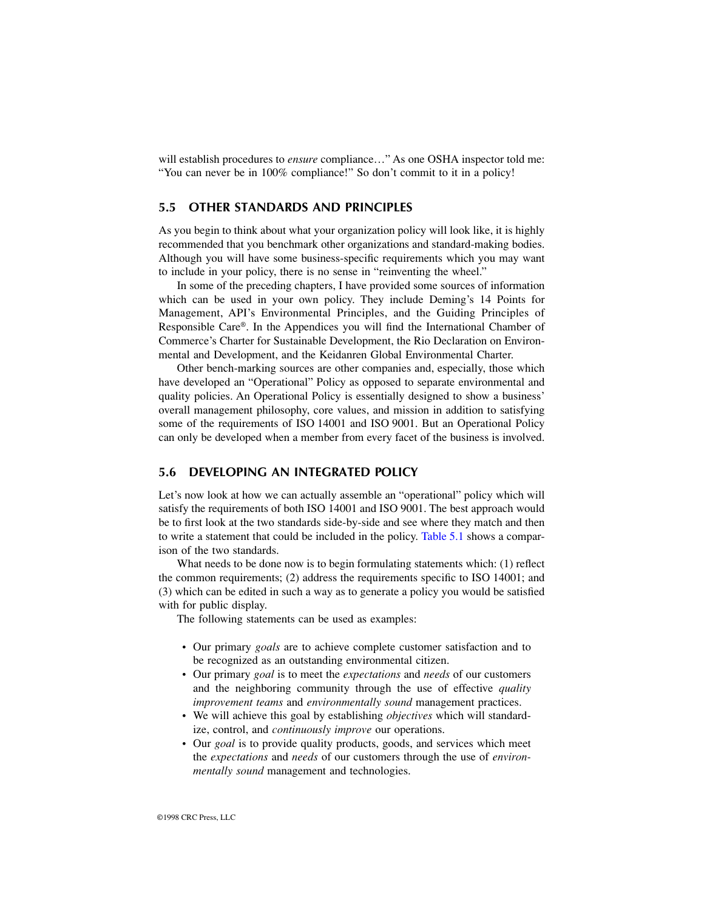will establish procedures to *ensure* compliance…" As one OSHA inspector told me: "You can never be in 100% compliance!" So don't commit to it in a policy!

## 5.5 OTHER STANDARDS AND PRINCIPLES

As you begin to think about what your organization policy will look like, it is highly recommended that you benchmark other organizations and standard-making bodies. Although you will have some business-specific requirements which you may want to include in your policy, there is no sense in "reinventing the wheel."

In some of the preceding chapters, I have provided some sources of information which can be used in your own policy. They include Deming's 14 Points for Management, API's Environmental Principles, and the Guiding Principles of Responsible Care®. In the Appendices you will find the International Chamber of Commerce's Charter for Sustainable Development, the Rio Declaration on Environmental and Development, and the Keidanren Global Environmental Charter.

Other bench-marking sources are other companies and, especially, those which have developed an "Operational" Policy as opposed to separate environmental and quality policies. An Operational Policy is essentially designed to show a business' overall management philosophy, core values, and mission in addition to satisfying some of the requirements of ISO 14001 and ISO 9001. But an Operational Policy can only be developed when a member from every facet of the business is involved.

## 5.6 DEVELOPING AN INTEGRATED POLICY

Let's now look at how we can actually assemble an "operational" policy which will satisfy the requirements of both ISO 14001 and ISO 9001. The best approach would be to first look at the two standards side-by-side and see where they match and then to write a statement that could be included in the policy. Table 5.1 shows a comparison of the two standards.

What needs to be done now is to begin formulating statements which: (1) reflect the common requirements; (2) address the requirements specific to ISO 14001; and (3) which can be edited in such a way as to generate a policy you would be satisfied with for public display.

The following statements can be used as examples:

- Our primary *goals* are to achieve complete customer satisfaction and to be recognized as an outstanding environmental citizen.
- Our primary *goal* is to meet the *expectations* and *needs* of our customers and the neighboring community through the use of effective *quality improvement teams* and *environmentally sound* management practices.
- We will achieve this goal by establishing *objectives* which will standardize, control, and *continuously improve* our operations.
- Our *goal* is to provide quality products, goods, and services which meet the *expectations* and *needs* of our customers through the use of *environmentally sound* management and technologies.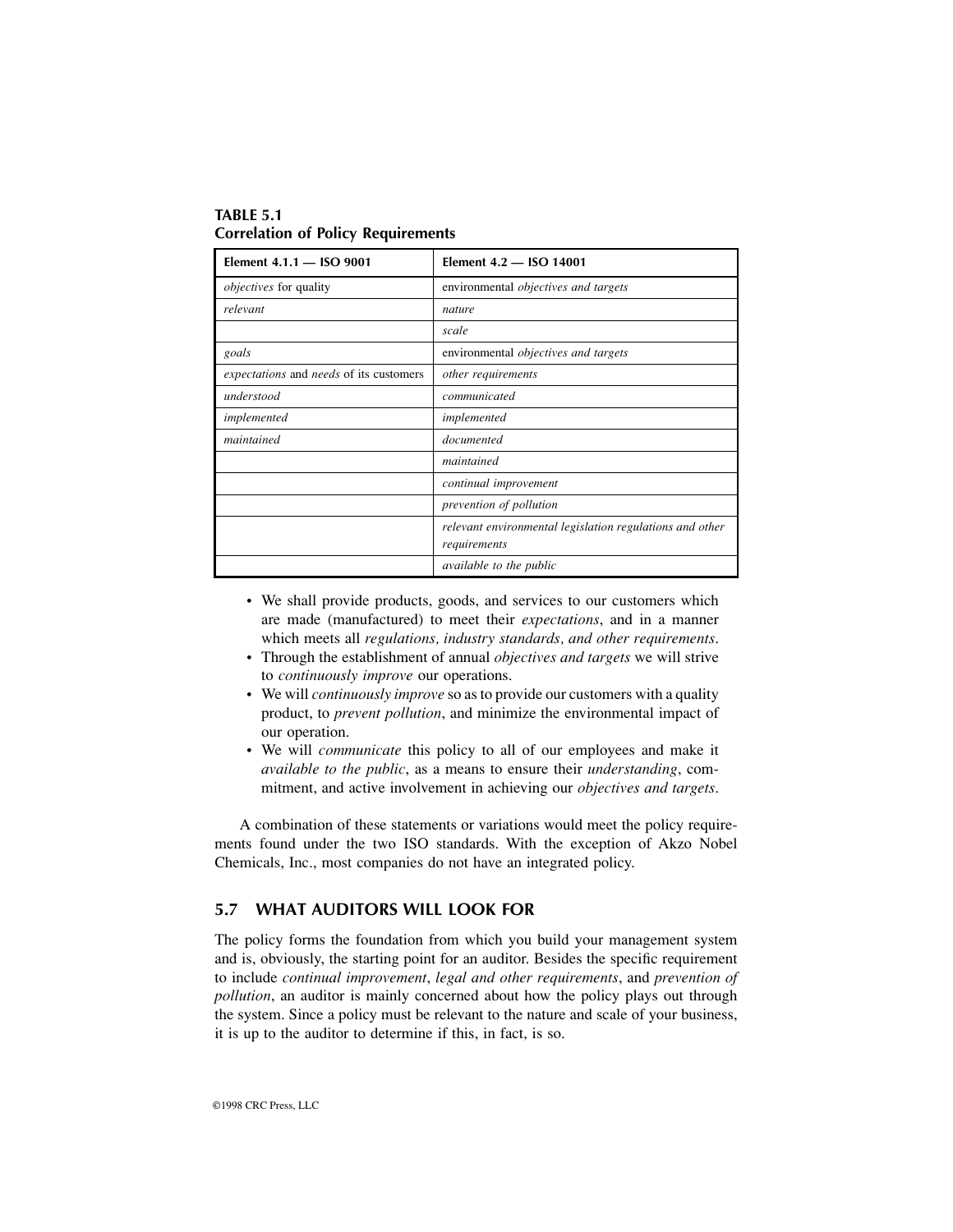**TABLE 5.1**
**Correlation of Policy Requirements**

| Element 4.1.1 — ISO 9001 | Element 4.2 — ISO 14001 |
|---|---|
| *objectives* for quality | environmental *objectives and targets* |
| *relevant* | *nature* |
| | *scale* |
| *goals* | environmental *objectives and targets* |
| *expectations* and *needs* of its customers | *other requirements* |
| *understood* | *communicated* |
| *implemented* | *implemented* |
| *maintained* | *documented* |
| | *maintained* |
| | *continual improvement* |
| | *prevention of pollution* |
| | *relevant environmental legislation regulations and other requirements* |
| | *available to the public* |

- We shall provide products, goods, and services to our customers which are made (manufactured) to meet their *expectations*, and in a manner which meets all *regulations, industry standards, and other requirements*.
- Through the establishment of annual *objectives and targets* we will strive to *continuously improve* our operations.
- We will *continuously improve* so as to provide our customers with a quality product, to *prevent pollution*, and minimize the environmental impact of our operation.
- We will *communicate* this policy to all of our employees and make it *available to the public*, as a means to ensure their *understanding*, commitment, and active involvement in achieving our *objectives and targets*.

A combination of these statements or variations would meet the policy requirements found under the two ISO standards. With the exception of Akzo Nobel Chemicals, Inc., most companies do not have an integrated policy.

## 5.7 WHAT AUDITORS WILL LOOK FOR

The policy forms the foundation from which you build your management system and is, obviously, the starting point for an auditor. Besides the specific requirement to include *continual improvement*, *legal and other requirements*, and *prevention of pollution*, an auditor is mainly concerned about how the policy plays out through the system. Since a policy must be relevant to the nature and scale of your business, it is up to the auditor to determine if this, in fact, is so.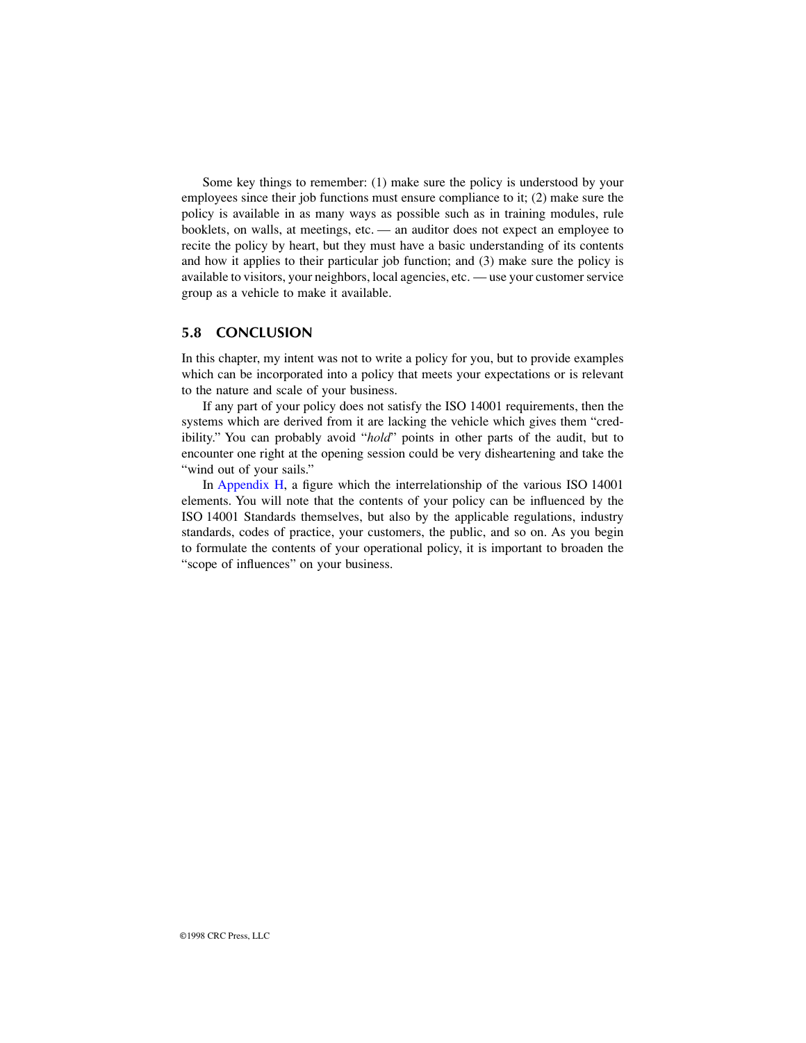Some key things to remember: (1) make sure the policy is understood by your employees since their job functions must ensure compliance to it; (2) make sure the policy is available in as many ways as possible such as in training modules, rule booklets, on walls, at meetings, etc. — an auditor does not expect an employee to recite the policy by heart, but they must have a basic understanding of its contents and how it applies to their particular job function; and (3) make sure the policy is available to visitors, your neighbors, local agencies, etc. — use your customer service group as a vehicle to make it available.

## 5.8 CONCLUSION

In this chapter, my intent was not to write a policy for you, but to provide examples which can be incorporated into a policy that meets your expectations or is relevant to the nature and scale of your business.

If any part of your policy does not satisfy the ISO 14001 requirements, then the systems which are derived from it are lacking the vehicle which gives them "credibility." You can probably avoid "*hold*" points in other parts of the audit, but to encounter one right at the opening session could be very disheartening and take the "wind out of your sails."

In Appendix H, a figure which the interrelationship of the various ISO 14001 elements. You will note that the contents of your policy can be influenced by the ISO 14001 Standards themselves, but also by the applicable regulations, industry standards, codes of practice, your customers, the public, and so on. As you begin to formulate the contents of your operational policy, it is important to broaden the "scope of influences" on your business.

©1998 CRC Press, LLC